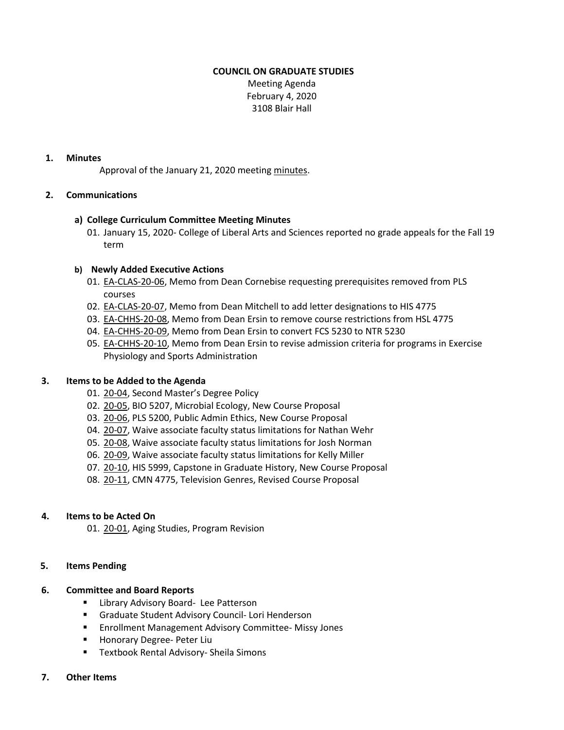**COUNCIL ON GRADUATE STUDIES**

Meeting Agenda
February 4, 2020
3108 Blair Hall

## 1. Minutes

Approval of the January 21, 2020 meeting minutes.

## 2. Communications

### a) College Curriculum Committee Meeting Minutes

01. January 15, 2020- College of Liberal Arts and Sciences reported no grade appeals for the Fall 19 term

### b) Newly Added Executive Actions

01. EA-CLAS-20-06, Memo from Dean Cornebise requesting prerequisites removed from PLS courses
02. EA-CLAS-20-07, Memo from Dean Mitchell to add letter designations to HIS 4775
03. EA-CHHS-20-08, Memo from Dean Ersin to remove course restrictions from HSL 4775
04. EA-CHHS-20-09, Memo from Dean Ersin to convert FCS 5230 to NTR 5230
05. EA-CHHS-20-10, Memo from Dean Ersin to revise admission criteria for programs in Exercise Physiology and Sports Administration

## 3. Items to be Added to the Agenda

01. 20-04, Second Master's Degree Policy
02. 20-05, BIO 5207, Microbial Ecology, New Course Proposal
03. 20-06, PLS 5200, Public Admin Ethics, New Course Proposal
04. 20-07, Waive associate faculty status limitations for Nathan Wehr
05. 20-08, Waive associate faculty status limitations for Josh Norman
06. 20-09, Waive associate faculty status limitations for Kelly Miller
07. 20-10, HIS 5999, Capstone in Graduate History, New Course Proposal
08. 20-11, CMN 4775, Television Genres, Revised Course Proposal

## 4. Items to be Acted On

01. 20-01, Aging Studies, Program Revision

## 5. Items Pending

## 6. Committee and Board Reports

- Library Advisory Board- Lee Patterson
- Graduate Student Advisory Council- Lori Henderson
- Enrollment Management Advisory Committee- Missy Jones
- Honorary Degree- Peter Liu
- Textbook Rental Advisory- Sheila Simons

## 7. Other Items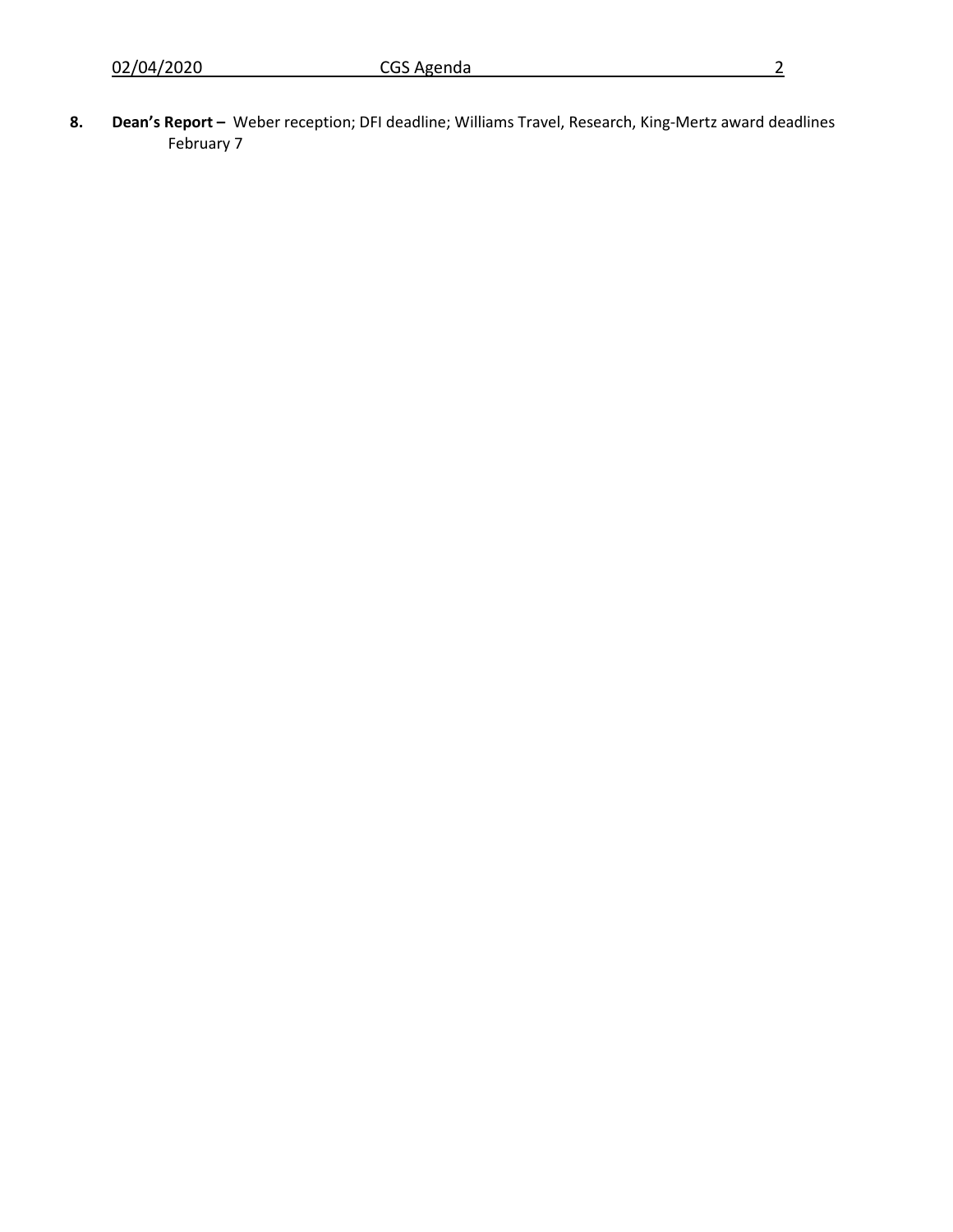8. **Dean's Report –** Weber reception; DFI deadline; Williams Travel, Research, King-Mertz award deadlines February 7